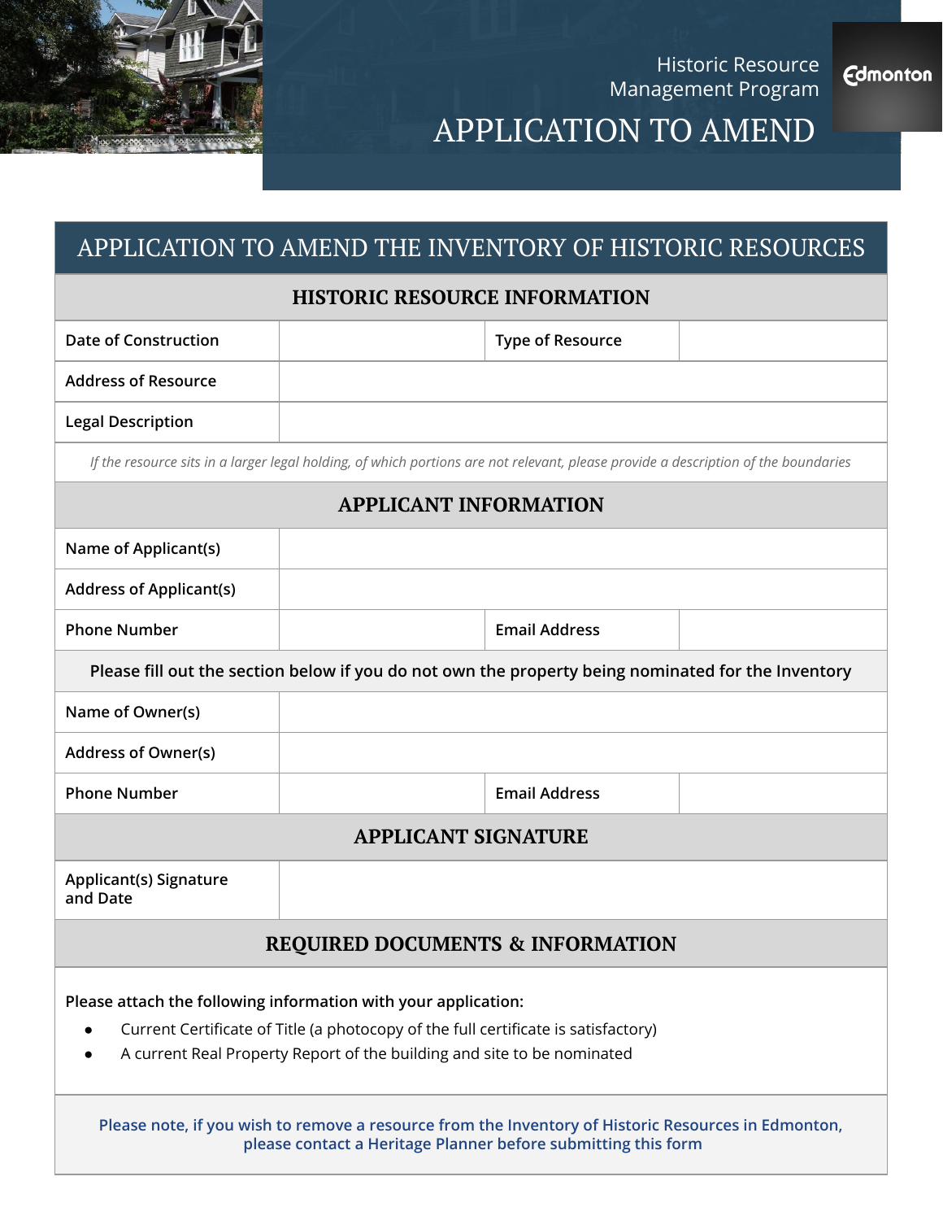Historic Resource Management Program

Edmonton

# APPLICATION TO AMEND

## APPLICATION TO AMEND THE INVENTORY OF HISTORIC RESOURCES

### HISTORIC RESOURCE INFORMATION

| | | | |
|---|---|---|---|
| Date of Construction | | Type of Resource | |
| Address of Resource | | | |
| Legal Description | | | |

*If the resource sits in a larger legal holding, of which portions are not relevant, please provide a description of the boundaries*

### APPLICANT INFORMATION

| | | | |
|---|---|---|---|
| Name of Applicant(s) | | | |
| Address of Applicant(s) | | | |
| Phone Number | | Email Address | |

**Please fill out the section below if you do not own the property being nominated for the Inventory**

| | | | |
|---|---|---|---|
| Name of Owner(s) | | | |
| Address of Owner(s) | | | |
| Phone Number | | Email Address | |

### APPLICANT SIGNATURE

| | |
|---|---|
| Applicant(s) Signature and Date | |

### REQUIRED DOCUMENTS & INFORMATION

**Please attach the following information with your application:**

- Current Certificate of Title (a photocopy of the full certificate is satisfactory)
- A current Real Property Report of the building and site to be nominated

**Please note, if you wish to remove a resource from the Inventory of Historic Resources in Edmonton, please contact a Heritage Planner before submitting this form**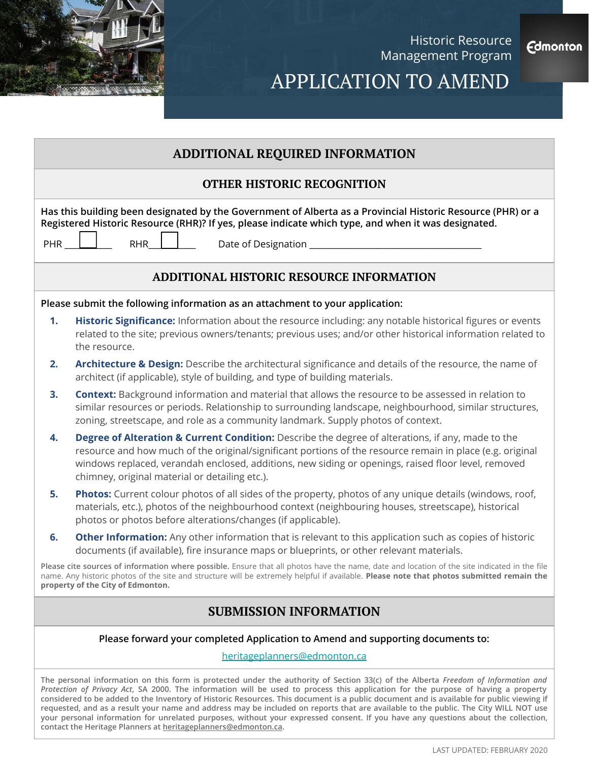Historic Resource Management Program

Edmonton

# APPLICATION TO AMEND

## ADDITIONAL REQUIRED INFORMATION

### OTHER HISTORIC RECOGNITION

**Has this building been designated by the Government of Alberta as a Provincial Historic Resource (PHR) or a Registered Historic Resource (RHR)? If yes, please indicate which type, and when it was designated.**

PHR ☐ RHR ☐ Date of Designation ____________________

### ADDITIONAL HISTORIC RESOURCE INFORMATION

**Please submit the following information as an attachment to your application:**

1. **Historic Significance:** Information about the resource including: any notable historical figures or events related to the site; previous owners/tenants; previous uses; and/or other historical information related to the resource.
2. **Architecture & Design:** Describe the architectural significance and details of the resource, the name of architect (if applicable), style of building, and type of building materials.
3. **Context:** Background information and material that allows the resource to be assessed in relation to similar resources or periods. Relationship to surrounding landscape, neighbourhood, similar structures, zoning, streetscape, and role as a community landmark. Supply photos of context.
4. **Degree of Alteration & Current Condition:** Describe the degree of alterations, if any, made to the resource and how much of the original/significant portions of the resource remain in place (e.g. original windows replaced, verandah enclosed, additions, new siding or openings, raised floor level, removed chimney, original material or detailing etc.).
5. **Photos:** Current colour photos of all sides of the property, photos of any unique details (windows, roof, materials, etc.), photos of the neighbourhood context (neighbouring houses, streetscape), historical photos or photos before alterations/changes (if applicable).
6. **Other Information:** Any other information that is relevant to this application such as copies of historic documents (if available), fire insurance maps or blueprints, or other relevant materials.

**Please cite sources of information where possible.** Ensure that all photos have the name, date and location of the site indicated in the file name. Any historic photos of the site and structure will be extremely helpful if available. **Please note that photos submitted remain the property of the City of Edmonton.**

## SUBMISSION INFORMATION

**Please forward your completed Application to Amend and supporting documents to:**

heritageplanners@edmonton.ca

The personal information on this form is protected under the authority of Section 33(c) of the Alberta *Freedom of Information and Protection of Privacy Act*, SA 2000. The information will be used to process this application for the purpose of having a property considered to be added to the Inventory of Historic Resources. This document is a public document and is available for public viewing if requested, and as a result your name and address may be included on reports that are available to the public. The City WILL NOT use your personal information for unrelated purposes, without your expressed consent. If you have any questions about the collection, contact the Heritage Planners at heritageplanners@edmonton.ca.

LAST UPDATED: FEBRUARY 2020